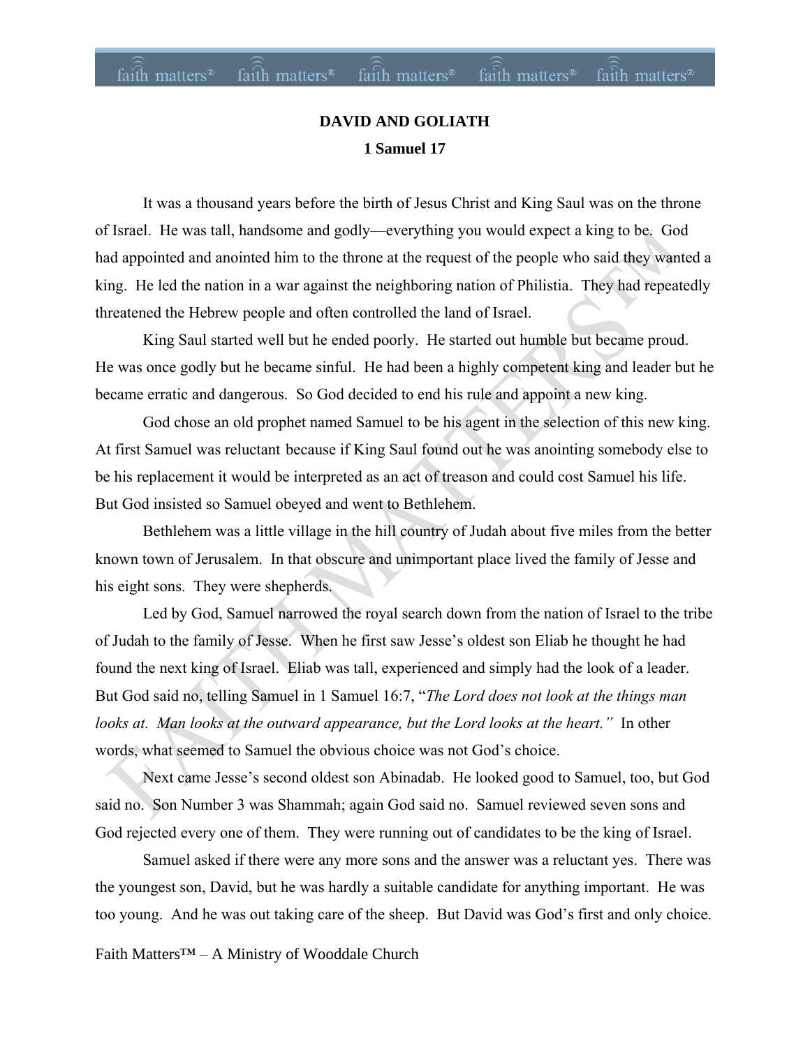# DAVID AND GOLIATH

## 1 Samuel 17

It was a thousand years before the birth of Jesus Christ and King Saul was on the throne of Israel. He was tall, handsome and godly—everything you would expect a king to be. God had appointed and anointed him to the throne at the request of the people who said they wanted a king. He led the nation in a war against the neighboring nation of Philistia. They had repeatedly threatened the Hebrew people and often controlled the land of Israel.

King Saul started well but he ended poorly. He started out humble but became proud. He was once godly but he became sinful. He had been a highly competent king and leader but he became erratic and dangerous. So God decided to end his rule and appoint a new king.

God chose an old prophet named Samuel to be his agent in the selection of this new king. At first Samuel was reluctant because if King Saul found out he was anointing somebody else to be his replacement it would be interpreted as an act of treason and could cost Samuel his life. But God insisted so Samuel obeyed and went to Bethlehem.

Bethlehem was a little village in the hill country of Judah about five miles from the better known town of Jerusalem. In that obscure and unimportant place lived the family of Jesse and his eight sons. They were shepherds.

Led by God, Samuel narrowed the royal search down from the nation of Israel to the tribe of Judah to the family of Jesse. When he first saw Jesse's oldest son Eliab he thought he had found the next king of Israel. Eliab was tall, experienced and simply had the look of a leader. But God said no, telling Samuel in 1 Samuel 16:7, "*The Lord does not look at the things man looks at. Man looks at the outward appearance, but the Lord looks at the heart.*" In other words, what seemed to Samuel the obvious choice was not God's choice.

Next came Jesse's second oldest son Abinadab. He looked good to Samuel, too, but God said no. Son Number 3 was Shammah; again God said no. Samuel reviewed seven sons and God rejected every one of them. They were running out of candidates to be the king of Israel.

Samuel asked if there were any more sons and the answer was a reluctant yes. There was the youngest son, David, but he was hardly a suitable candidate for anything important. He was too young. And he was out taking care of the sheep. But David was God's first and only choice.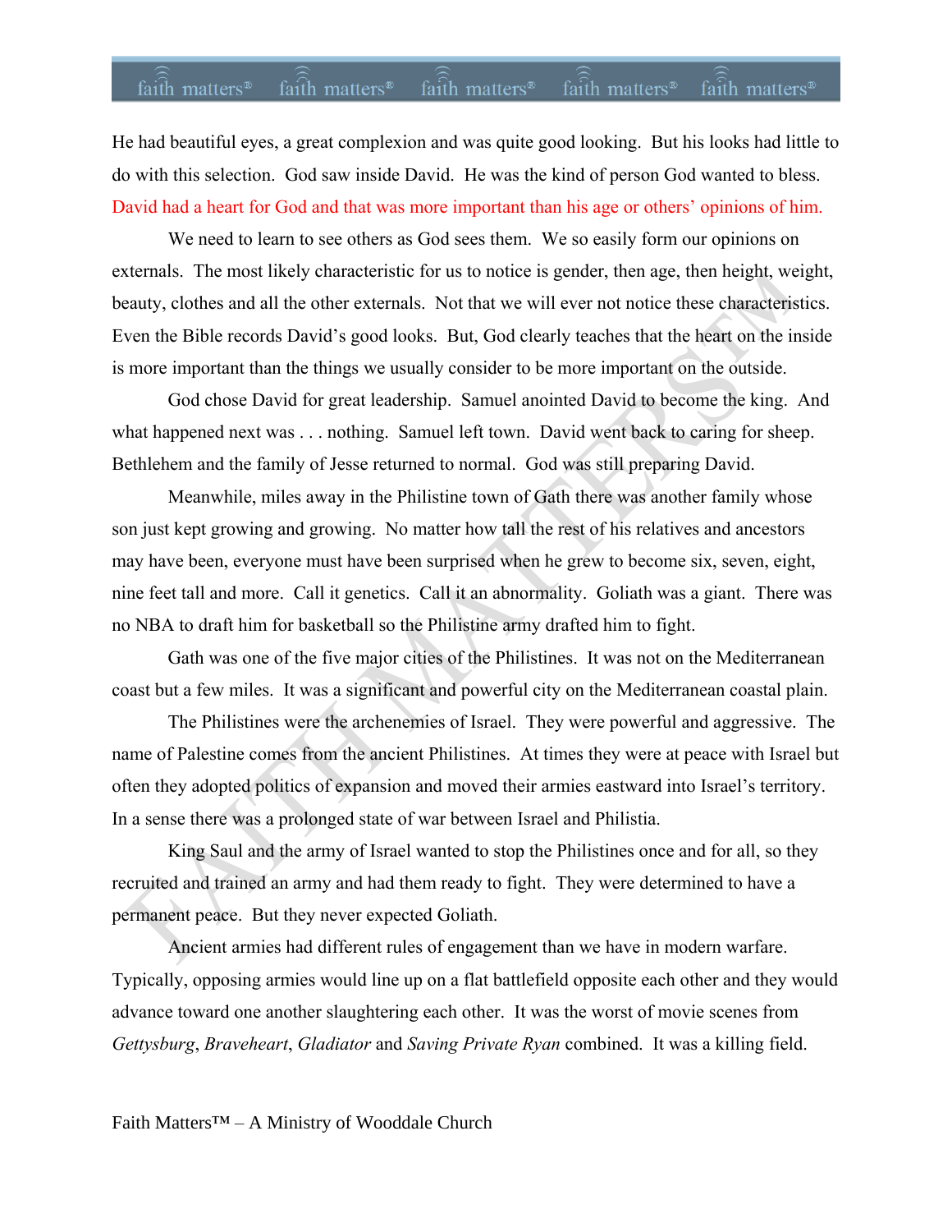He had beautiful eyes, a great complexion and was quite good looking. But his looks had little to do with this selection. God saw inside David. He was the kind of person God wanted to bless. David had a heart for God and that was more important than his age or others' opinions of him.

We need to learn to see others as God sees them. We so easily form our opinions on externals. The most likely characteristic for us to notice is gender, then age, then height, weight, beauty, clothes and all the other externals. Not that we will ever not notice these characteristics. Even the Bible records David's good looks. But, God clearly teaches that the heart on the inside is more important than the things we usually consider to be more important on the outside.

God chose David for great leadership. Samuel anointed David to become the king. And what happened next was . . . nothing. Samuel left town. David went back to caring for sheep. Bethlehem and the family of Jesse returned to normal. God was still preparing David.

Meanwhile, miles away in the Philistine town of Gath there was another family whose son just kept growing and growing. No matter how tall the rest of his relatives and ancestors may have been, everyone must have been surprised when he grew to become six, seven, eight, nine feet tall and more. Call it genetics. Call it an abnormality. Goliath was a giant. There was no NBA to draft him for basketball so the Philistine army drafted him to fight.

Gath was one of the five major cities of the Philistines. It was not on the Mediterranean coast but a few miles. It was a significant and powerful city on the Mediterranean coastal plain.

The Philistines were the archenemies of Israel. They were powerful and aggressive. The name of Palestine comes from the ancient Philistines. At times they were at peace with Israel but often they adopted politics of expansion and moved their armies eastward into Israel's territory. In a sense there was a prolonged state of war between Israel and Philistia.

King Saul and the army of Israel wanted to stop the Philistines once and for all, so they recruited and trained an army and had them ready to fight. They were determined to have a permanent peace. But they never expected Goliath.

Ancient armies had different rules of engagement than we have in modern warfare. Typically, opposing armies would line up on a flat battlefield opposite each other and they would advance toward one another slaughtering each other. It was the worst of movie scenes from *Gettysburg*, *Braveheart*, *Gladiator* and *Saving Private Ryan* combined. It was a killing field.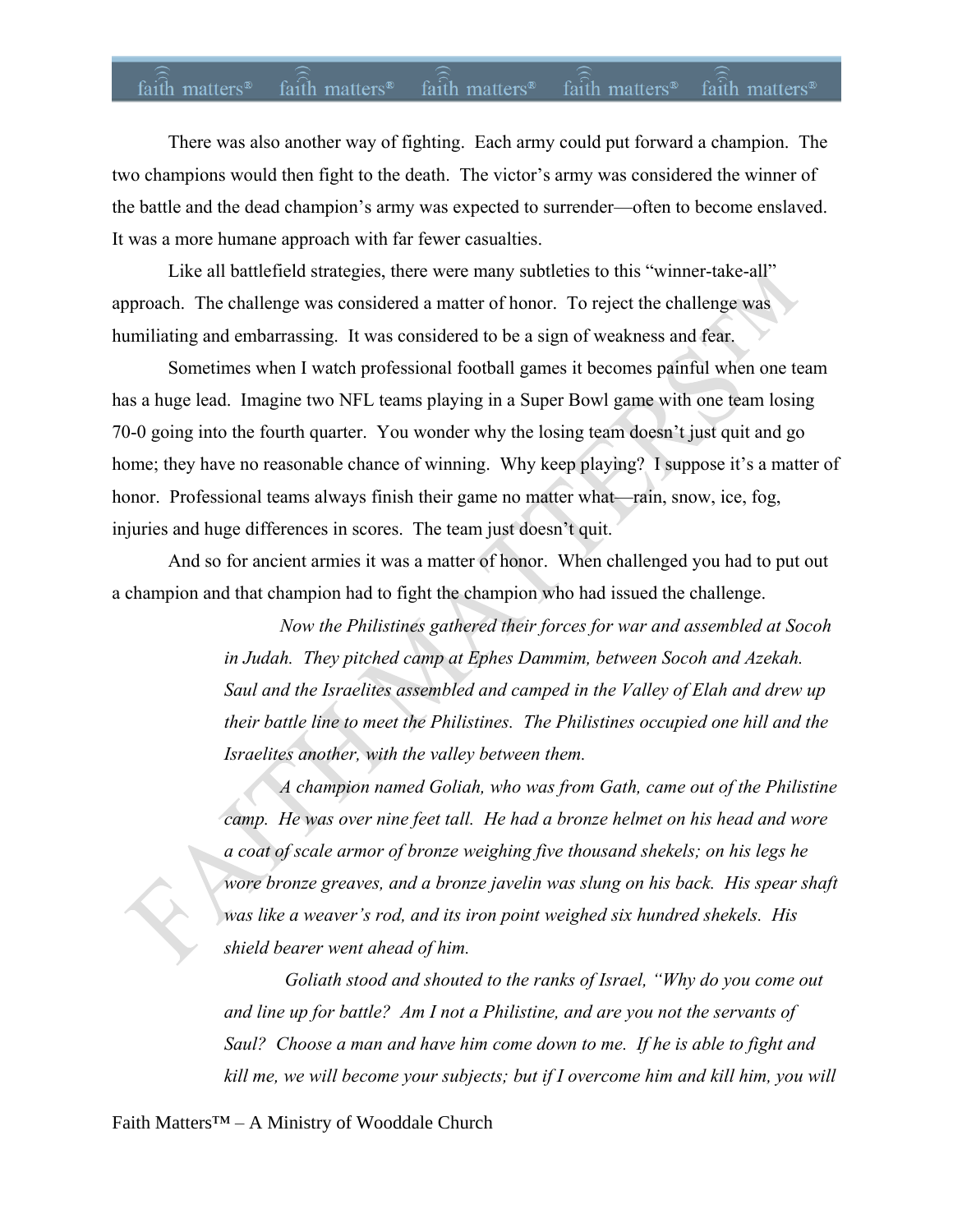There was also another way of fighting. Each army could put forward a champion. The two champions would then fight to the death. The victor's army was considered the winner of the battle and the dead champion's army was expected to surrender—often to become enslaved. It was a more humane approach with far fewer casualties.

Like all battlefield strategies, there were many subtleties to this "winner-take-all" approach. The challenge was considered a matter of honor. To reject the challenge was humiliating and embarrassing. It was considered to be a sign of weakness and fear.

Sometimes when I watch professional football games it becomes painful when one team has a huge lead. Imagine two NFL teams playing in a Super Bowl game with one team losing 70-0 going into the fourth quarter. You wonder why the losing team doesn't just quit and go home; they have no reasonable chance of winning. Why keep playing? I suppose it's a matter of honor. Professional teams always finish their game no matter what—rain, snow, ice, fog, injuries and huge differences in scores. The team just doesn't quit.

And so for ancient armies it was a matter of honor. When challenged you had to put out a champion and that champion had to fight the champion who had issued the challenge.

> *Now the Philistines gathered their forces for war and assembled at Socoh in Judah. They pitched camp at Ephes Dammim, between Socoh and Azekah. Saul and the Israelites assembled and camped in the Valley of Elah and drew up their battle line to meet the Philistines. The Philistines occupied one hill and the Israelites another, with the valley between them.*
>
> *A champion named Goliah, who was from Gath, came out of the Philistine camp. He was over nine feet tall. He had a bronze helmet on his head and wore a coat of scale armor of bronze weighing five thousand shekels; on his legs he wore bronze greaves, and a bronze javelin was slung on his back. His spear shaft was like a weaver's rod, and its iron point weighed six hundred shekels. His shield bearer went ahead of him.*
>
> *Goliath stood and shouted to the ranks of Israel, "Why do you come out and line up for battle? Am I not a Philistine, and are you not the servants of Saul? Choose a man and have him come down to me. If he is able to fight and kill me, we will become your subjects; but if I overcome him and kill him, you will*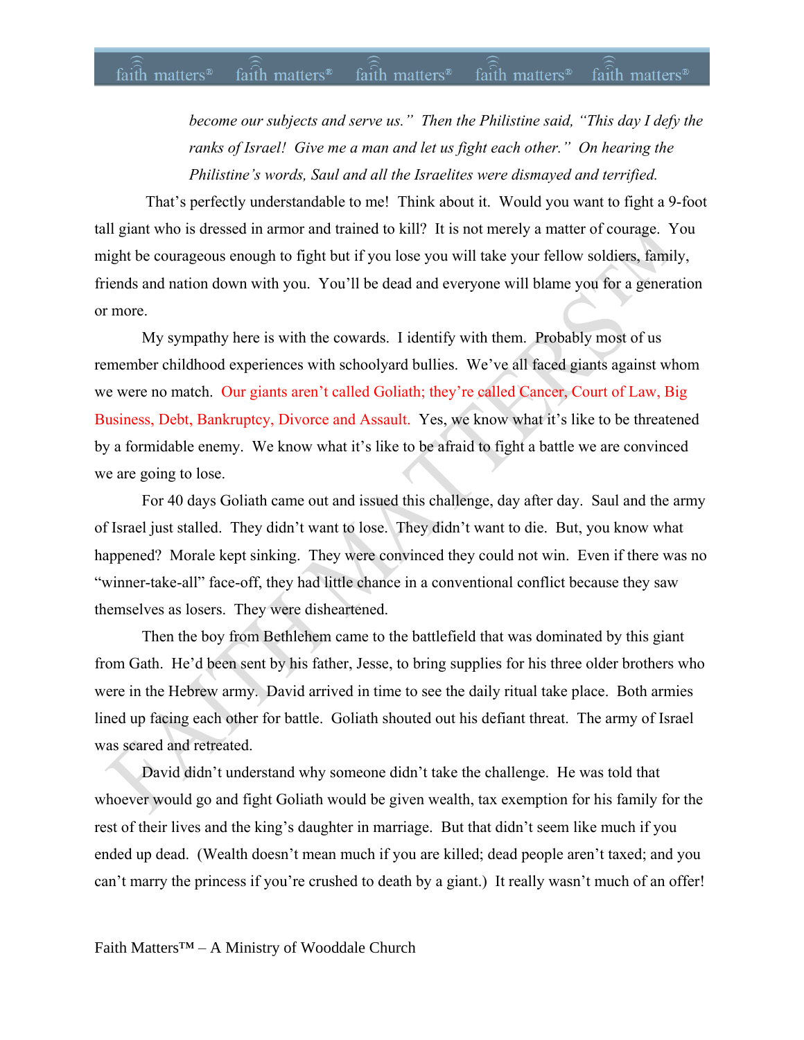*become our subjects and serve us." Then the Philistine said, "This day I defy the ranks of Israel! Give me a man and let us fight each other." On hearing the Philistine's words, Saul and all the Israelites were dismayed and terrified.*

That's perfectly understandable to me! Think about it. Would you want to fight a 9-foot tall giant who is dressed in armor and trained to kill? It is not merely a matter of courage. You might be courageous enough to fight but if you lose you will take your fellow soldiers, family, friends and nation down with you. You'll be dead and everyone will blame you for a generation or more.

My sympathy here is with the cowards. I identify with them. Probably most of us remember childhood experiences with schoolyard bullies. We've all faced giants against whom we were no match. Our giants aren't called Goliath; they're called Cancer, Court of Law, Big Business, Debt, Bankruptcy, Divorce and Assault. Yes, we know what it's like to be threatened by a formidable enemy. We know what it's like to be afraid to fight a battle we are convinced we are going to lose.

For 40 days Goliath came out and issued this challenge, day after day. Saul and the army of Israel just stalled. They didn't want to lose. They didn't want to die. But, you know what happened? Morale kept sinking. They were convinced they could not win. Even if there was no "winner-take-all" face-off, they had little chance in a conventional conflict because they saw themselves as losers. They were disheartened.

Then the boy from Bethlehem came to the battlefield that was dominated by this giant from Gath. He'd been sent by his father, Jesse, to bring supplies for his three older brothers who were in the Hebrew army. David arrived in time to see the daily ritual take place. Both armies lined up facing each other for battle. Goliath shouted out his defiant threat. The army of Israel was scared and retreated.

David didn't understand why someone didn't take the challenge. He was told that whoever would go and fight Goliath would be given wealth, tax exemption for his family for the rest of their lives and the king's daughter in marriage. But that didn't seem like much if you ended up dead. (Wealth doesn't mean much if you are killed; dead people aren't taxed; and you can't marry the princess if you're crushed to death by a giant.) It really wasn't much of an offer!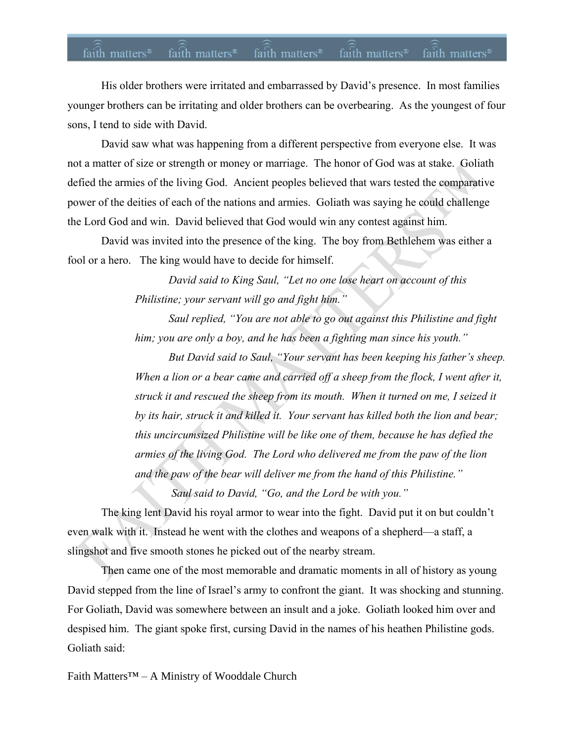His older brothers were irritated and embarrassed by David's presence. In most families younger brothers can be irritating and older brothers can be overbearing. As the youngest of four sons, I tend to side with David.

David saw what was happening from a different perspective from everyone else. It was not a matter of size or strength or money or marriage. The honor of God was at stake. Goliath defied the armies of the living God. Ancient peoples believed that wars tested the comparative power of the deities of each of the nations and armies. Goliath was saying he could challenge the Lord God and win. David believed that God would win any contest against him.

David was invited into the presence of the king. The boy from Bethlehem was either a fool or a hero. The king would have to decide for himself.

> *David said to King Saul, "Let no one lose heart on account of this Philistine; your servant will go and fight him."*
>
> *Saul replied, "You are not able to go out against this Philistine and fight him; you are only a boy, and he has been a fighting man since his youth."*
>
> *But David said to Saul, "Your servant has been keeping his father's sheep. When a lion or a bear came and carried off a sheep from the flock, I went after it, struck it and rescued the sheep from its mouth. When it turned on me, I seized it by its hair, struck it and killed it. Your servant has killed both the lion and bear; this uncircumsized Philistine will be like one of them, because he has defied the armies of the living God. The Lord who delivered me from the paw of the lion and the paw of the bear will deliver me from the hand of this Philistine."*
>
> *Saul said to David, "Go, and the Lord be with you."*

The king lent David his royal armor to wear into the fight. David put it on but couldn't even walk with it. Instead he went with the clothes and weapons of a shepherd—a staff, a slingshot and five smooth stones he picked out of the nearby stream.

Then came one of the most memorable and dramatic moments in all of history as young David stepped from the line of Israel's army to confront the giant. It was shocking and stunning. For Goliath, David was somewhere between an insult and a joke. Goliath looked him over and despised him. The giant spoke first, cursing David in the names of his heathen Philistine gods. Goliath said: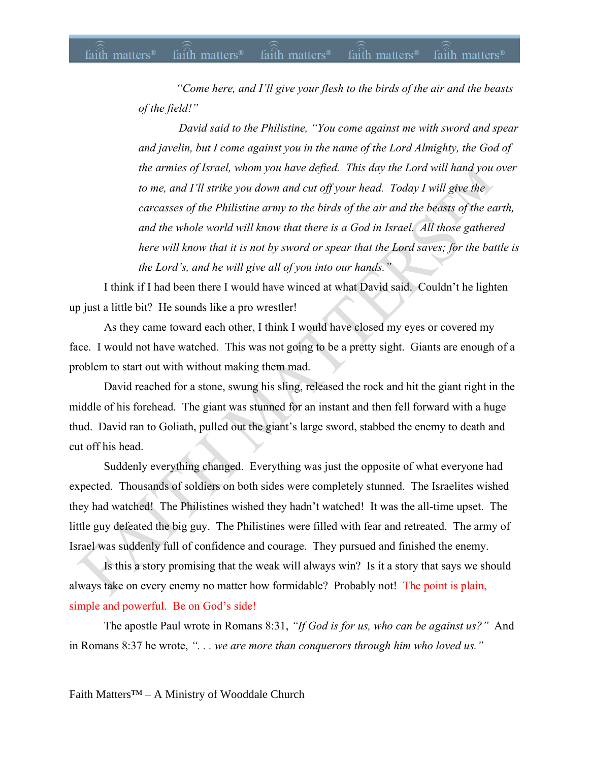*"Come here, and I'll give your flesh to the birds of the air and the beasts of the field!"*

*David said to the Philistine, "You come against me with sword and spear and javelin, but I come against you in the name of the Lord Almighty, the God of the armies of Israel, whom you have defied. This day the Lord will hand you over to me, and I'll strike you down and cut off your head. Today I will give the carcasses of the Philistine army to the birds of the air and the beasts of the earth, and the whole world will know that there is a God in Israel. All those gathered here will know that it is not by sword or spear that the Lord saves; for the battle is the Lord's, and he will give all of you into our hands."*

I think if I had been there I would have winced at what David said. Couldn't he lighten up just a little bit? He sounds like a pro wrestler!

As they came toward each other, I think I would have closed my eyes or covered my face. I would not have watched. This was not going to be a pretty sight. Giants are enough of a problem to start out with without making them mad.

David reached for a stone, swung his sling, released the rock and hit the giant right in the middle of his forehead. The giant was stunned for an instant and then fell forward with a huge thud. David ran to Goliath, pulled out the giant's large sword, stabbed the enemy to death and cut off his head.

Suddenly everything changed. Everything was just the opposite of what everyone had expected. Thousands of soldiers on both sides were completely stunned. The Israelites wished they had watched! The Philistines wished they hadn't watched! It was the all-time upset. The little guy defeated the big guy. The Philistines were filled with fear and retreated. The army of Israel was suddenly full of confidence and courage. They pursued and finished the enemy.

Is this a story promising that the weak will always win? Is it a story that says we should always take on every enemy no matter how formidable? Probably not! The point is plain, simple and powerful. Be on God's side!

The apostle Paul wrote in Romans 8:31, *"If God is for us, who can be against us?"* And in Romans 8:37 he wrote, *". . . we are more than conquerors through him who loved us."*